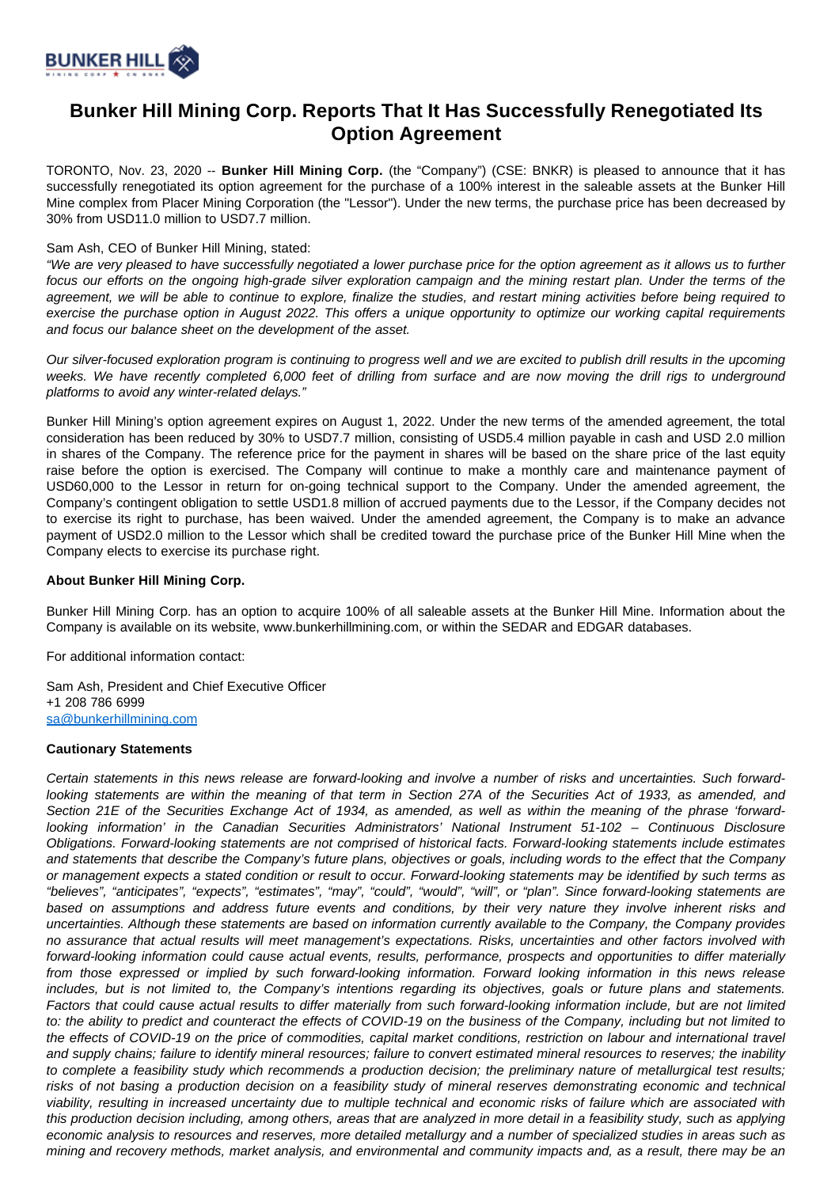# Bunker Hill Mining Corp. Reports That It Has Successfully Renegotiated Its Option Agreement

TORONTO, Nov. 23, 2020 -- **Bunker Hill Mining Corp.** (the "Company") (CSE: BNKR) is pleased to announce that it has successfully renegotiated its option agreement for the purchase of a 100% interest in the saleable assets at the Bunker Hill Mine complex from Placer Mining Corporation (the "Lessor"). Under the new terms, the purchase price has been decreased by 30% from USD11.0 million to USD7.7 million.

Sam Ash, CEO of Bunker Hill Mining, stated:

*"We are very pleased to have successfully negotiated a lower purchase price for the option agreement as it allows us to further focus our efforts on the ongoing high-grade silver exploration campaign and the mining restart plan. Under the terms of the agreement, we will be able to continue to explore, finalize the studies, and restart mining activities before being required to exercise the purchase option in August 2022. This offers a unique opportunity to optimize our working capital requirements and focus our balance sheet on the development of the asset.*

*Our silver-focused exploration program is continuing to progress well and we are excited to publish drill results in the upcoming weeks. We have recently completed 6,000 feet of drilling from surface and are now moving the drill rigs to underground platforms to avoid any winter-related delays."*

Bunker Hill Mining's option agreement expires on August 1, 2022. Under the new terms of the amended agreement, the total consideration has been reduced by 30% to USD7.7 million, consisting of USD5.4 million payable in cash and USD 2.0 million in shares of the Company. The reference price for the payment in shares will be based on the share price of the last equity raise before the option is exercised. The Company will continue to make a monthly care and maintenance payment of USD60,000 to the Lessor in return for on-going technical support to the Company. Under the amended agreement, the Company's contingent obligation to settle USD1.8 million of accrued payments due to the Lessor, if the Company decides not to exercise its right to purchase, has been waived. Under the amended agreement, the Company is to make an advance payment of USD2.0 million to the Lessor which shall be credited toward the purchase price of the Bunker Hill Mine when the Company elects to exercise its purchase right.

**About Bunker Hill Mining Corp.**

Bunker Hill Mining Corp. has an option to acquire 100% of all saleable assets at the Bunker Hill Mine. Information about the Company is available on its website, www.bunkerhillmining.com, or within the SEDAR and EDGAR databases.

For additional information contact:

Sam Ash, President and Chief Executive Officer
+1 208 786 6999
sa@bunkerhillmining.com

**Cautionary Statements**

*Certain statements in this news release are forward-looking and involve a number of risks and uncertainties. Such forward-looking statements are within the meaning of that term in Section 27A of the Securities Act of 1933, as amended, and Section 21E of the Securities Exchange Act of 1934, as amended, as well as within the meaning of the phrase 'forward-looking information' in the Canadian Securities Administrators' National Instrument 51-102 – Continuous Disclosure Obligations. Forward-looking statements are not comprised of historical facts. Forward-looking statements include estimates and statements that describe the Company's future plans, objectives or goals, including words to the effect that the Company or management expects a stated condition or result to occur. Forward-looking statements may be identified by such terms as "believes", "anticipates", "expects", "estimates", "may", "could", "would", "will", or "plan". Since forward-looking statements are based on assumptions and address future events and conditions, by their very nature they involve inherent risks and uncertainties. Although these statements are based on information currently available to the Company, the Company provides no assurance that actual results will meet management's expectations. Risks, uncertainties and other factors involved with forward-looking information could cause actual events, results, performance, prospects and opportunities to differ materially from those expressed or implied by such forward-looking information. Forward looking information in this news release includes, but is not limited to, the Company's intentions regarding its objectives, goals or future plans and statements. Factors that could cause actual results to differ materially from such forward-looking information include, but are not limited to: the ability to predict and counteract the effects of COVID-19 on the business of the Company, including but not limited to the effects of COVID-19 on the price of commodities, capital market conditions, restriction on labour and international travel and supply chains; failure to identify mineral resources; failure to convert estimated mineral resources to reserves; the inability to complete a feasibility study which recommends a production decision; the preliminary nature of metallurgical test results; risks of not basing a production decision on a feasibility study of mineral reserves demonstrating economic and technical viability, resulting in increased uncertainty due to multiple technical and economic risks of failure which are associated with this production decision including, among others, areas that are analyzed in more detail in a feasibility study, such as applying economic analysis to resources and reserves, more detailed metallurgy and a number of specialized studies in areas such as mining and recovery methods, market analysis, and environmental and community impacts and, as a result, there may be an*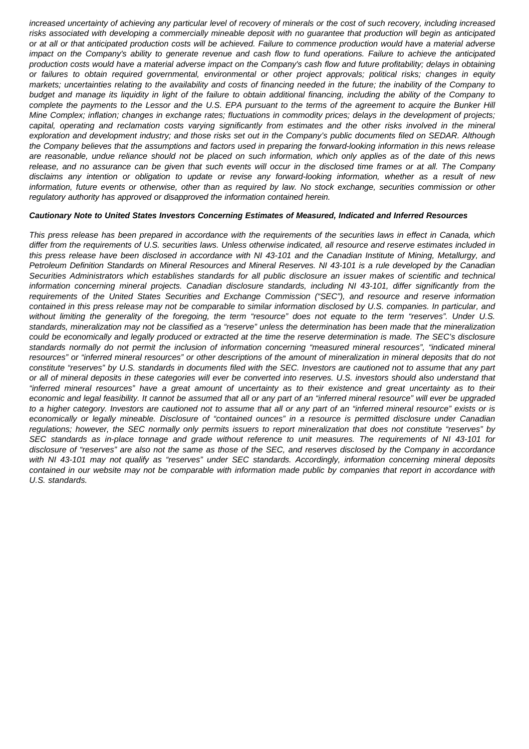*increased uncertainty of achieving any particular level of recovery of minerals or the cost of such recovery, including increased risks associated with developing a commercially mineable deposit with no guarantee that production will begin as anticipated or at all or that anticipated production costs will be achieved. Failure to commence production would have a material adverse impact on the Company's ability to generate revenue and cash flow to fund operations. Failure to achieve the anticipated production costs would have a material adverse impact on the Company's cash flow and future profitability; delays in obtaining or failures to obtain required governmental, environmental or other project approvals; political risks; changes in equity markets; uncertainties relating to the availability and costs of financing needed in the future; the inability of the Company to budget and manage its liquidity in light of the failure to obtain additional financing, including the ability of the Company to complete the payments to the Lessor and the U.S. EPA pursuant to the terms of the agreement to acquire the Bunker Hill Mine Complex; inflation; changes in exchange rates; fluctuations in commodity prices; delays in the development of projects; capital, operating and reclamation costs varying significantly from estimates and the other risks involved in the mineral exploration and development industry; and those risks set out in the Company's public documents filed on SEDAR. Although the Company believes that the assumptions and factors used in preparing the forward-looking information in this news release are reasonable, undue reliance should not be placed on such information, which only applies as of the date of this news release, and no assurance can be given that such events will occur in the disclosed time frames or at all. The Company disclaims any intention or obligation to update or revise any forward-looking information, whether as a result of new information, future events or otherwise, other than as required by law. No stock exchange, securities commission or other regulatory authority has approved or disapproved the information contained herein.*

***Cautionary Note to United States Investors Concerning Estimates of Measured, Indicated and Inferred Resources***

*This press release has been prepared in accordance with the requirements of the securities laws in effect in Canada, which differ from the requirements of U.S. securities laws. Unless otherwise indicated, all resource and reserve estimates included in this press release have been disclosed in accordance with NI 43-101 and the Canadian Institute of Mining, Metallurgy, and Petroleum Definition Standards on Mineral Resources and Mineral Reserves. NI 43-101 is a rule developed by the Canadian Securities Administrators which establishes standards for all public disclosure an issuer makes of scientific and technical information concerning mineral projects. Canadian disclosure standards, including NI 43-101, differ significantly from the requirements of the United States Securities and Exchange Commission ("SEC"), and resource and reserve information contained in this press release may not be comparable to similar information disclosed by U.S. companies. In particular, and without limiting the generality of the foregoing, the term "resource" does not equate to the term "reserves". Under U.S. standards, mineralization may not be classified as a "reserve" unless the determination has been made that the mineralization could be economically and legally produced or extracted at the time the reserve determination is made. The SEC's disclosure standards normally do not permit the inclusion of information concerning "measured mineral resources", "indicated mineral resources" or "inferred mineral resources" or other descriptions of the amount of mineralization in mineral deposits that do not constitute "reserves" by U.S. standards in documents filed with the SEC. Investors are cautioned not to assume that any part or all of mineral deposits in these categories will ever be converted into reserves. U.S. investors should also understand that "inferred mineral resources" have a great amount of uncertainty as to their existence and great uncertainty as to their economic and legal feasibility. It cannot be assumed that all or any part of an "inferred mineral resource" will ever be upgraded to a higher category. Investors are cautioned not to assume that all or any part of an "inferred mineral resource" exists or is economically or legally mineable. Disclosure of "contained ounces" in a resource is permitted disclosure under Canadian regulations; however, the SEC normally only permits issuers to report mineralization that does not constitute "reserves" by SEC standards as in-place tonnage and grade without reference to unit measures. The requirements of NI 43-101 for disclosure of "reserves" are also not the same as those of the SEC, and reserves disclosed by the Company in accordance with NI 43-101 may not qualify as "reserves" under SEC standards. Accordingly, information concerning mineral deposits contained in our website may not be comparable with information made public by companies that report in accordance with U.S. standards.*